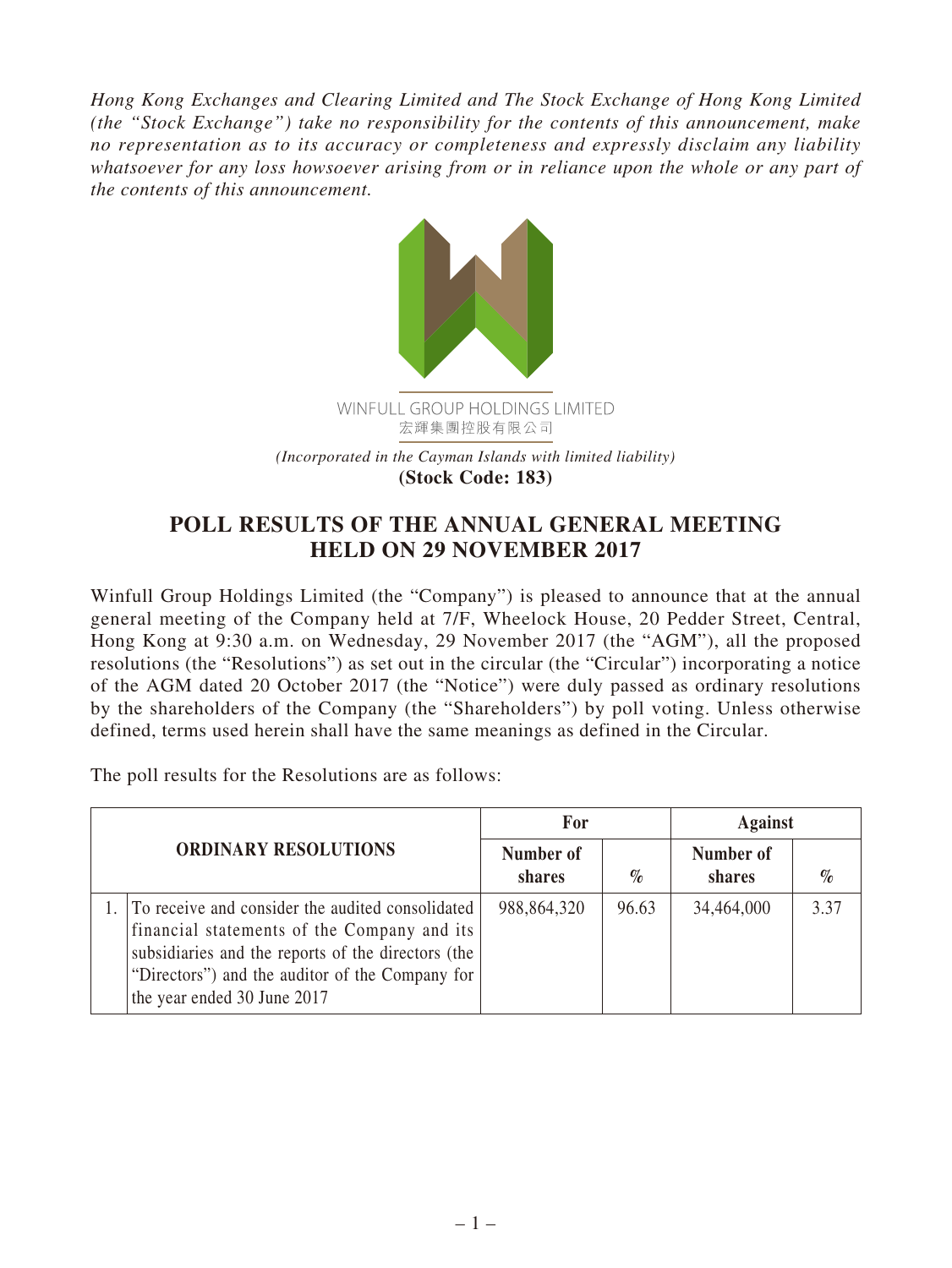*Hong Kong Exchanges and Clearing Limited and The Stock Exchange of Hong Kong Limited (the "Stock Exchange") take no responsibility for the contents of this announcement, make no representation as to its accuracy or completeness and expressly disclaim any liability whatsoever for any loss howsoever arising from or in reliance upon the whole or any part of the contents of this announcement.*

WINFULL GROUP HOLDINGS LIMITED
宏輝集團控股有限公司

*(Incorporated in the Cayman Islands with limited liability)*

**(Stock Code: 183)**

# POLL RESULTS OF THE ANNUAL GENERAL MEETING HELD ON 29 NOVEMBER 2017

Winfull Group Holdings Limited (the "Company") is pleased to announce that at the annual general meeting of the Company held at 7/F, Wheelock House, 20 Pedder Street, Central, Hong Kong at 9:30 a.m. on Wednesday, 29 November 2017 (the "AGM"), all the proposed resolutions (the "Resolutions") as set out in the circular (the "Circular") incorporating a notice of the AGM dated 20 October 2017 (the "Notice") were duly passed as ordinary resolutions by the shareholders of the Company (the "Shareholders") by poll voting. Unless otherwise defined, terms used herein shall have the same meanings as defined in the Circular.

The poll results for the Resolutions are as follows:

| ORDINARY RESOLUTIONS | | For | | Against | |
|---|---|---|---|---|---|
| | | Number of shares | % | Number of shares | % |
| 1. | To receive and consider the audited consolidated financial statements of the Company and its subsidiaries and the reports of the directors (the "Directors") and the auditor of the Company for the year ended 30 June 2017 | 988,864,320 | 96.63 | 34,464,000 | 3.37 |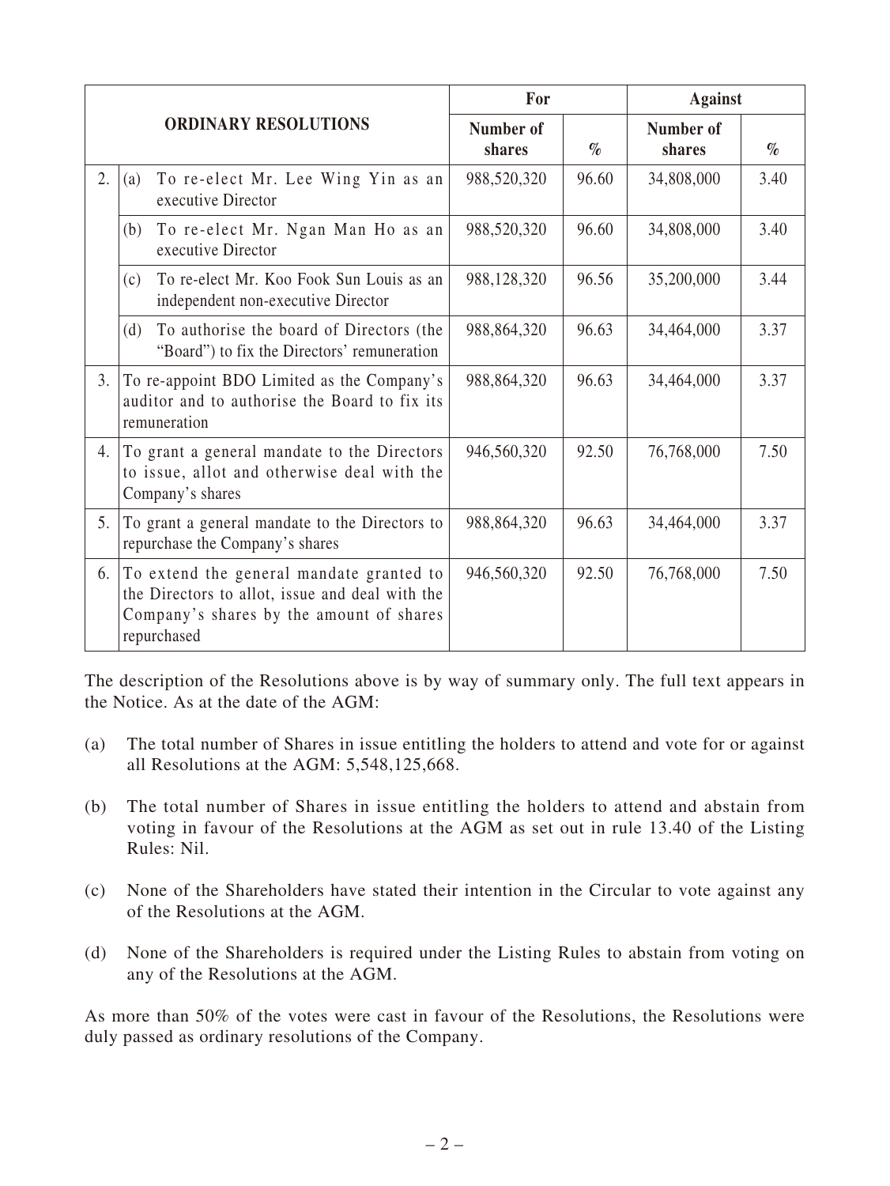| ORDINARY RESOLUTIONS | | For | | Against | |
|---|---|---|---|---|---|
| | | Number of shares | % | Number of shares | % |
| 2. | (a) To re-elect Mr. Lee Wing Yin as an executive Director | 988,520,320 | 96.60 | 34,808,000 | 3.40 |
| | (b) To re-elect Mr. Ngan Man Ho as an executive Director | 988,520,320 | 96.60 | 34,808,000 | 3.40 |
| | (c) To re-elect Mr. Koo Fook Sun Louis as an independent non-executive Director | 988,128,320 | 96.56 | 35,200,000 | 3.44 |
| | (d) To authorise the board of Directors (the "Board") to fix the Directors' remuneration | 988,864,320 | 96.63 | 34,464,000 | 3.37 |
| 3. | To re-appoint BDO Limited as the Company's auditor and to authorise the Board to fix its remuneration | 988,864,320 | 96.63 | 34,464,000 | 3.37 |
| 4. | To grant a general mandate to the Directors to issue, allot and otherwise deal with the Company's shares | 946,560,320 | 92.50 | 76,768,000 | 7.50 |
| 5. | To grant a general mandate to the Directors to repurchase the Company's shares | 988,864,320 | 96.63 | 34,464,000 | 3.37 |
| 6. | To extend the general mandate granted to the Directors to allot, issue and deal with the Company's shares by the amount of shares repurchased | 946,560,320 | 92.50 | 76,768,000 | 7.50 |

The description of the Resolutions above is by way of summary only. The full text appears in the Notice. As at the date of the AGM:

(a) The total number of Shares in issue entitling the holders to attend and vote for or against all Resolutions at the AGM: 5,548,125,668.

(b) The total number of Shares in issue entitling the holders to attend and abstain from voting in favour of the Resolutions at the AGM as set out in rule 13.40 of the Listing Rules: Nil.

(c) None of the Shareholders have stated their intention in the Circular to vote against any of the Resolutions at the AGM.

(d) None of the Shareholders is required under the Listing Rules to abstain from voting on any of the Resolutions at the AGM.

As more than 50% of the votes were cast in favour of the Resolutions, the Resolutions were duly passed as ordinary resolutions of the Company.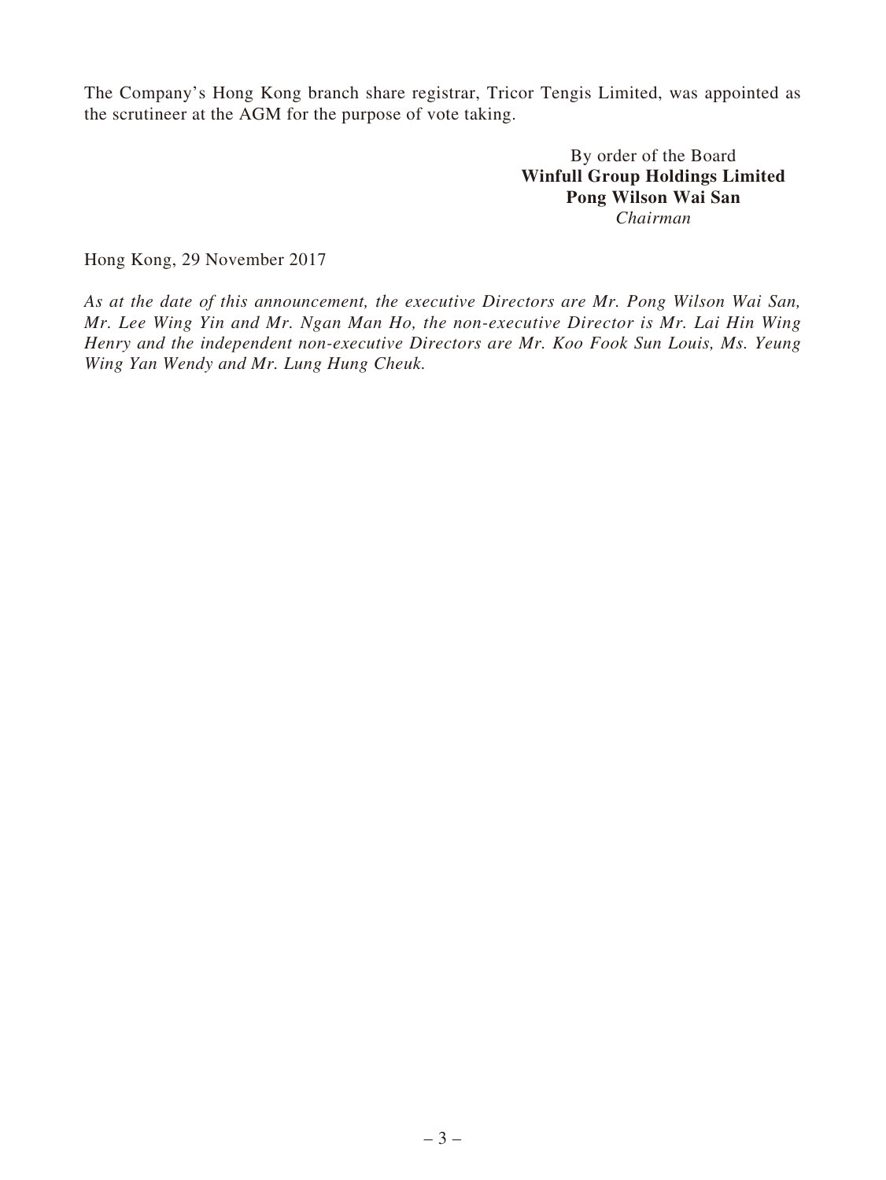The Company's Hong Kong branch share registrar, Tricor Tengis Limited, was appointed as the scrutineer at the AGM for the purpose of vote taking.

By order of the Board
**Winfull Group Holdings Limited**
**Pong Wilson Wai San**
*Chairman*

Hong Kong, 29 November 2017

*As at the date of this announcement, the executive Directors are Mr. Pong Wilson Wai San, Mr. Lee Wing Yin and Mr. Ngan Man Ho, the non-executive Director is Mr. Lai Hin Wing Henry and the independent non-executive Directors are Mr. Koo Fook Sun Louis, Ms. Yeung Wing Yan Wendy and Mr. Lung Hung Cheuk.*